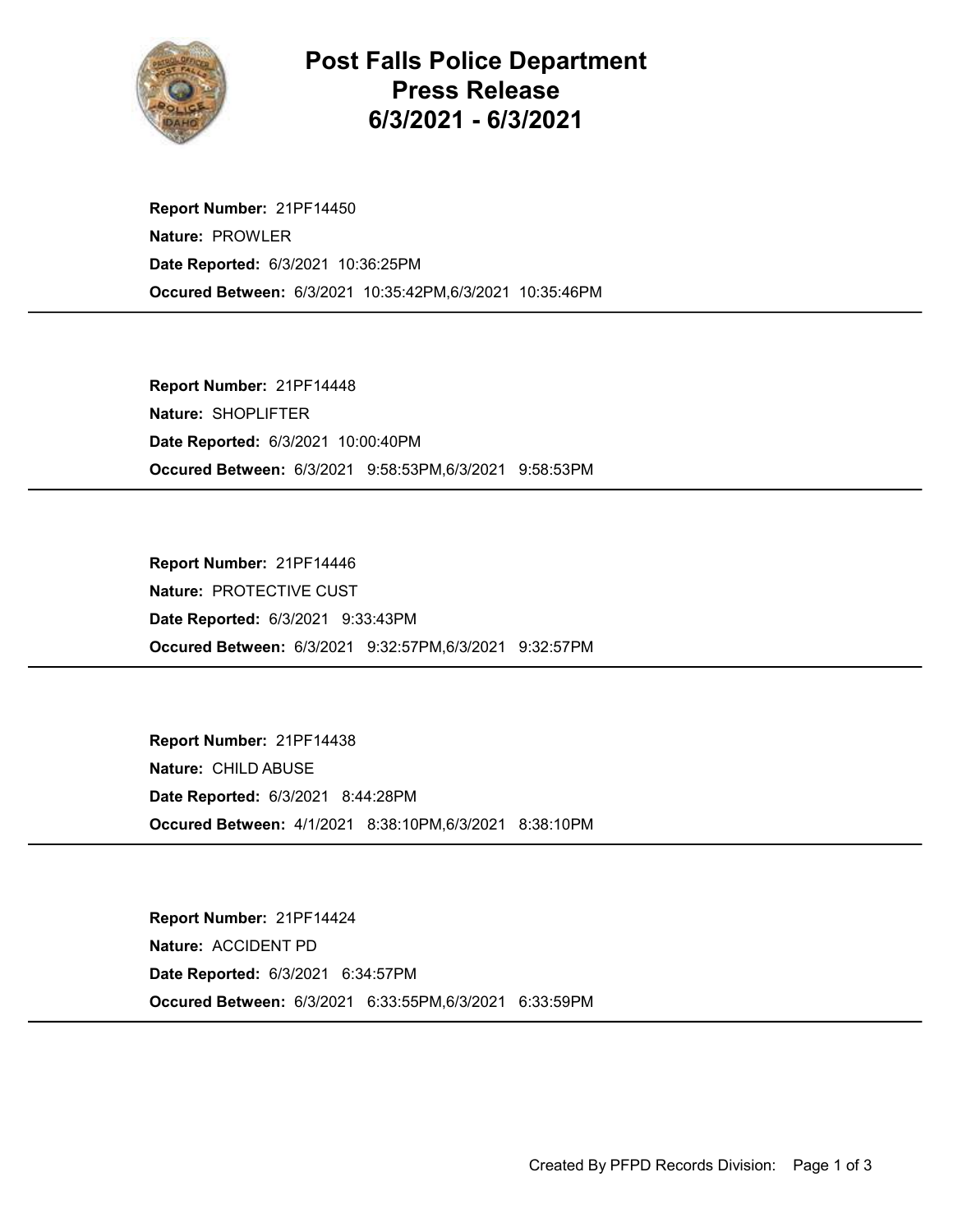# Post Falls Police Department Press Release 6/3/2021 - 6/3/2021

**Report Number:** 21PF14450
**Nature:** PROWLER
**Date Reported:** 6/3/2021 10:36:25PM
**Occured Between:** 6/3/2021 10:35:42PM,6/3/2021 10:35:46PM

---

**Report Number:** 21PF14448
**Nature:** SHOPLIFTER
**Date Reported:** 6/3/2021 10:00:40PM
**Occured Between:** 6/3/2021 9:58:53PM,6/3/2021 9:58:53PM

---

**Report Number:** 21PF14446
**Nature:** PROTECTIVE CUST
**Date Reported:** 6/3/2021 9:33:43PM
**Occured Between:** 6/3/2021 9:32:57PM,6/3/2021 9:32:57PM

---

**Report Number:** 21PF14438
**Nature:** CHILD ABUSE
**Date Reported:** 6/3/2021 8:44:28PM
**Occured Between:** 4/1/2021 8:38:10PM,6/3/2021 8:38:10PM

---

**Report Number:** 21PF14424
**Nature:** ACCIDENT PD
**Date Reported:** 6/3/2021 6:34:57PM
**Occured Between:** 6/3/2021 6:33:55PM,6/3/2021 6:33:59PM

---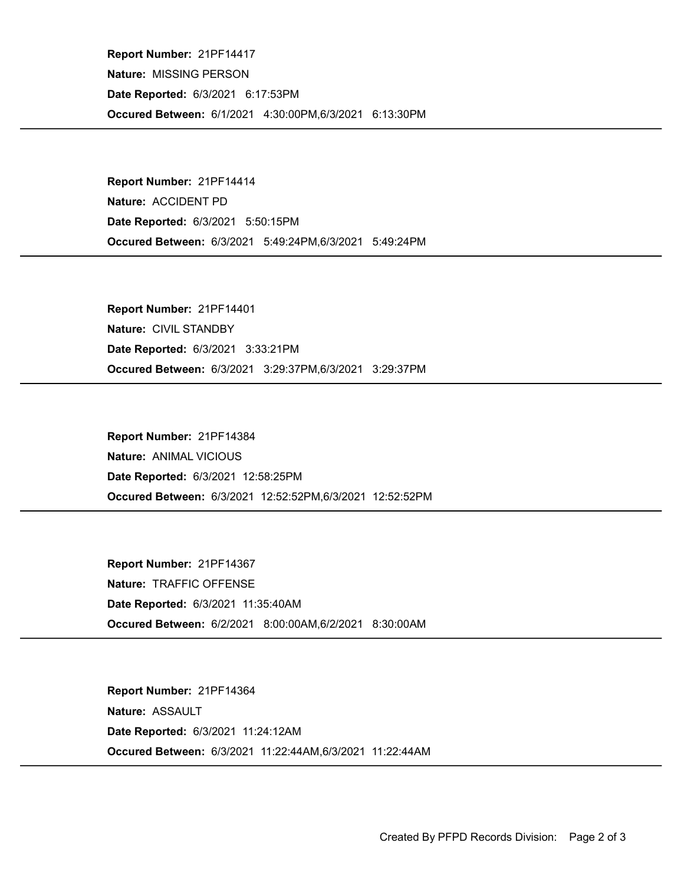**Report Number:** 21PF14417

**Nature:** MISSING PERSON

**Date Reported:** 6/3/2021 6:17:53PM

**Occured Between:** 6/1/2021 4:30:00PM,6/3/2021 6:13:30PM

---

**Report Number:** 21PF14414

**Nature:** ACCIDENT PD

**Date Reported:** 6/3/2021 5:50:15PM

**Occured Between:** 6/3/2021 5:49:24PM,6/3/2021 5:49:24PM

---

**Report Number:** 21PF14401

**Nature:** CIVIL STANDBY

**Date Reported:** 6/3/2021 3:33:21PM

**Occured Between:** 6/3/2021 3:29:37PM,6/3/2021 3:29:37PM

---

**Report Number:** 21PF14384

**Nature:** ANIMAL VICIOUS

**Date Reported:** 6/3/2021 12:58:25PM

**Occured Between:** 6/3/2021 12:52:52PM,6/3/2021 12:52:52PM

---

**Report Number:** 21PF14367

**Nature:** TRAFFIC OFFENSE

**Date Reported:** 6/3/2021 11:35:40AM

**Occured Between:** 6/2/2021 8:00:00AM,6/2/2021 8:30:00AM

---

**Report Number:** 21PF14364

**Nature:** ASSAULT

**Date Reported:** 6/3/2021 11:24:12AM

**Occured Between:** 6/3/2021 11:22:44AM,6/3/2021 11:22:44AM

---

Created By PFPD Records Division: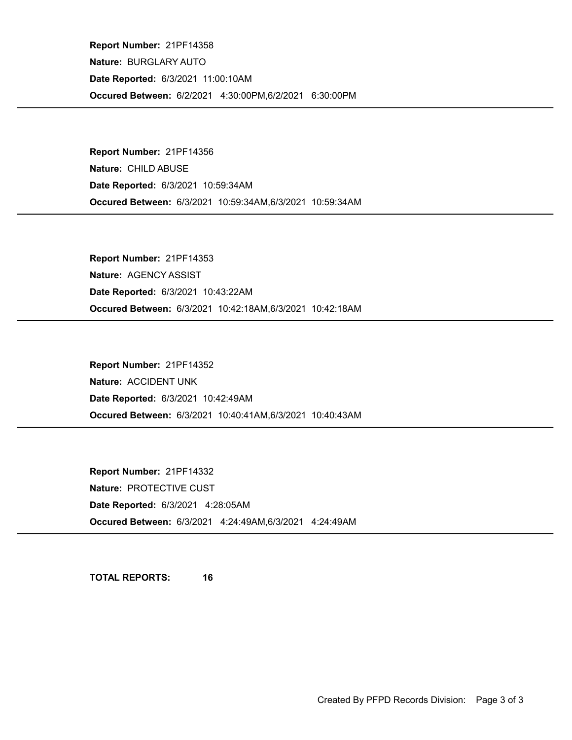**Report Number:** 21PF14358
**Nature:** BURGLARY AUTO
**Date Reported:** 6/3/2021 11:00:10AM
**Occured Between:** 6/2/2021 4:30:00PM,6/2/2021 6:30:00PM

---

**Report Number:** 21PF14356
**Nature:** CHILD ABUSE
**Date Reported:** 6/3/2021 10:59:34AM
**Occured Between:** 6/3/2021 10:59:34AM,6/3/2021 10:59:34AM

---

**Report Number:** 21PF14353
**Nature:** AGENCY ASSIST
**Date Reported:** 6/3/2021 10:43:22AM
**Occured Between:** 6/3/2021 10:42:18AM,6/3/2021 10:42:18AM

---

**Report Number:** 21PF14352
**Nature:** ACCIDENT UNK
**Date Reported:** 6/3/2021 10:42:49AM
**Occured Between:** 6/3/2021 10:40:41AM,6/3/2021 10:40:43AM

---

**Report Number:** 21PF14332
**Nature:** PROTECTIVE CUST
**Date Reported:** 6/3/2021 4:28:05AM
**Occured Between:** 6/3/2021 4:24:49AM,6/3/2021 4:24:49AM

---

**TOTAL REPORTS:** **16**

Created By PFPD Records Division: